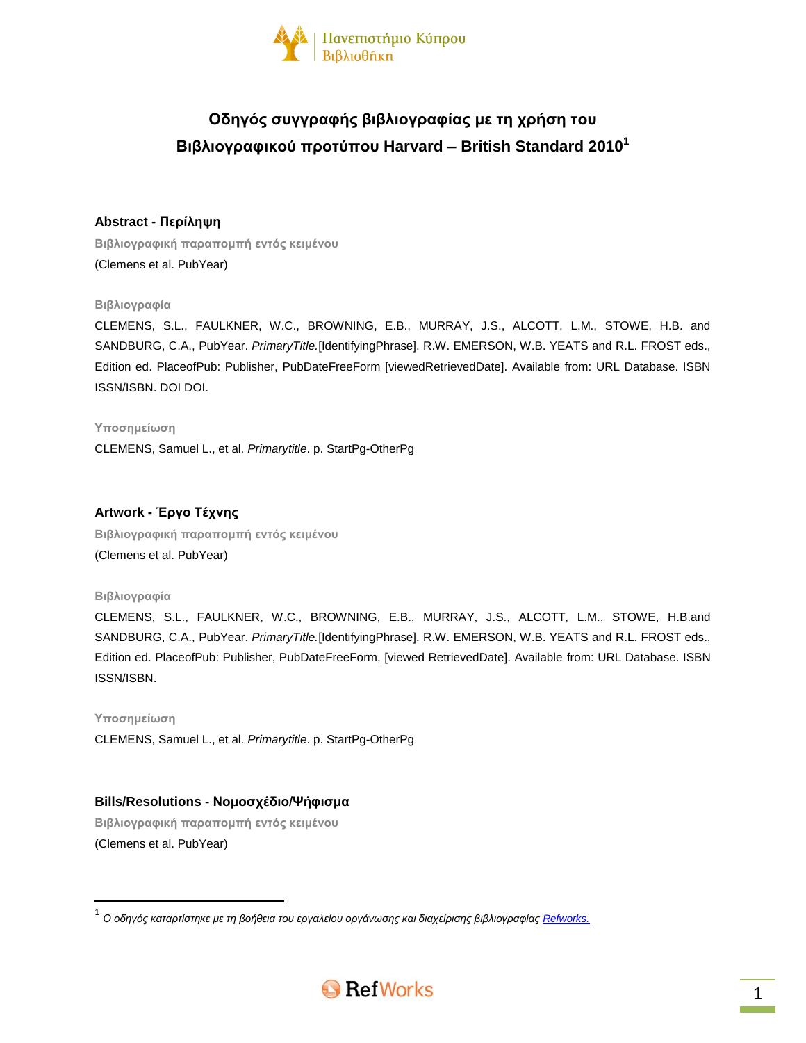# Οδηγός συγγραφής βιβλιογραφίας με τη χρήση του Βιβλιογραφικού προτύπου Harvard – British Standard 2010[1]

## Abstract - Περίληψη

**Βιβλιογραφική παραπομπή εντός κειμένου**

(Clemens et al. PubYear)

**Βιβλιογραφία**

CLEMENS, S.L., FAULKNER, W.C., BROWNING, E.B., MURRAY, J.S., ALCOTT, L.M., STOWE, H.B. and SANDBURG, C.A., PubYear. *PrimaryTitle.*[IdentifyingPhrase]. R.W. EMERSON, W.B. YEATS and R.L. FROST eds., Edition ed. PlaceofPub: Publisher, PubDateFreeForm [viewedRetrievedDate]. Available from: URL Database. ISBN ISSN/ISBN. DOI DOI.

**Υποσημείωση**

CLEMENS, Samuel L., et al. *Primarytitle*. p. StartPg-OtherPg

## Artwork - Έργο Τέχνης

**Βιβλιογραφική παραπομπή εντός κειμένου**

(Clemens et al. PubYear)

**Βιβλιογραφία**

CLEMENS, S.L., FAULKNER, W.C., BROWNING, E.B., MURRAY, J.S., ALCOTT, L.M., STOWE, H.B.and SANDBURG, C.A., PubYear. *PrimaryTitle.*[IdentifyingPhrase]. R.W. EMERSON, W.B. YEATS and R.L. FROST eds., Edition ed. PlaceofPub: Publisher, PubDateFreeForm, [viewed RetrievedDate]. Available from: URL Database. ISBN ISSN/ISBN.

**Υποσημείωση**

CLEMENS, Samuel L., et al. *Primarytitle*. p. StartPg-OtherPg

## Bills/Resolutions - Νομοσχέδιο/Ψήφισμα

**Βιβλιογραφική παραπομπή εντός κειμένου**

(Clemens et al. PubYear)

---

[1] *Ο οδηγός καταρτίστηκε με τη βοήθεια του εργαλείου οργάνωσης και διαχείρισης βιβλιογραφίας Refworks.*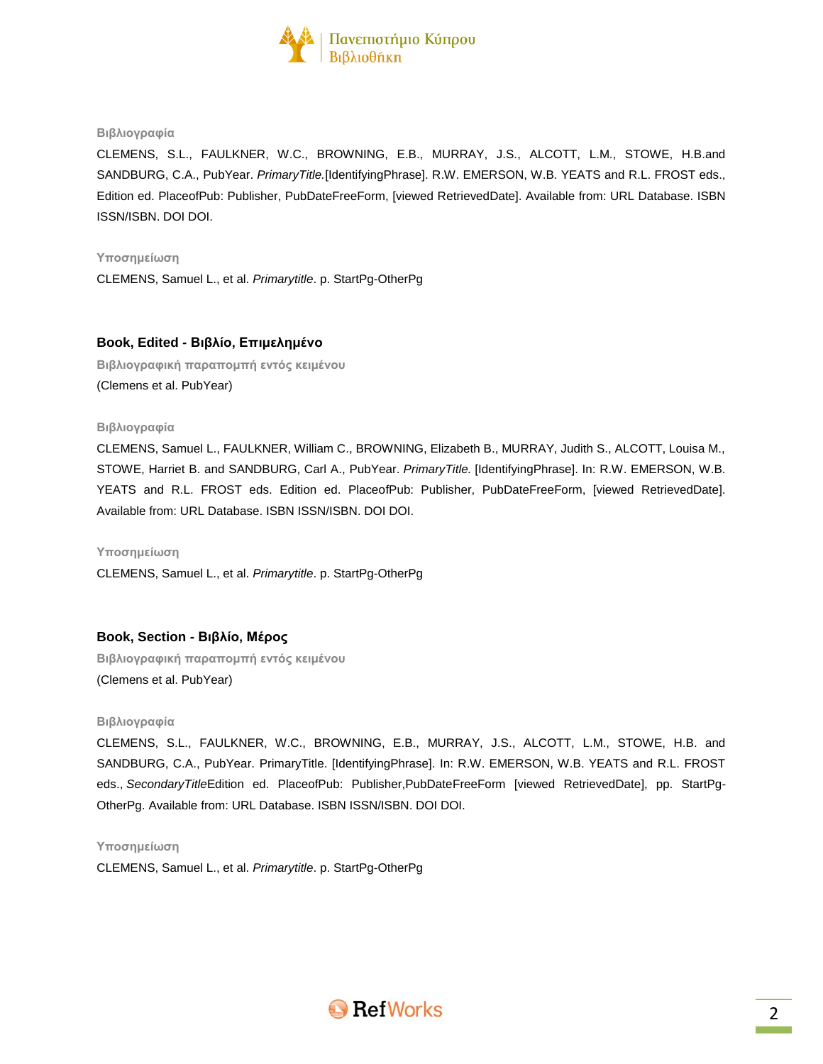**Βιβλιογραφία**

CLEMENS, S.L., FAULKNER, W.C., BROWNING, E.B., MURRAY, J.S., ALCOTT, L.M., STOWE, H.B.and SANDBURG, C.A., PubYear. *PrimaryTitle.*[IdentifyingPhrase]. R.W. EMERSON, W.B. YEATS and R.L. FROST eds., Edition ed. PlaceofPub: Publisher, PubDateFreeForm, [viewed RetrievedDate]. Available from: URL Database. ISBN ISSN/ISBN. DOI DOI.

**Υποσημείωση**

CLEMENS, Samuel L., et al. *Primarytitle*. p. StartPg-OtherPg

## Book, Edited - Βιβλίο, Επιμελημένο

**Βιβλιογραφική παραπομπή εντός κειμένου**

(Clemens et al. PubYear)

**Βιβλιογραφία**

CLEMENS, Samuel L., FAULKNER, William C., BROWNING, Elizabeth B., MURRAY, Judith S., ALCOTT, Louisa M., STOWE, Harriet B. and SANDBURG, Carl A., PubYear. *PrimaryTitle.* [IdentifyingPhrase]. In: R.W. EMERSON, W.B. YEATS and R.L. FROST eds. Edition ed. PlaceofPub: Publisher, PubDateFreeForm, [viewed RetrievedDate]. Available from: URL Database. ISBN ISSN/ISBN. DOI DOI.

**Υποσημείωση**

CLEMENS, Samuel L., et al. *Primarytitle*. p. StartPg-OtherPg

## Book, Section - Βιβλίο, Μέρος

**Βιβλιογραφική παραπομπή εντός κειμένου**

(Clemens et al. PubYear)

**Βιβλιογραφία**

CLEMENS, S.L., FAULKNER, W.C., BROWNING, E.B., MURRAY, J.S., ALCOTT, L.M., STOWE, H.B. and SANDBURG, C.A., PubYear. PrimaryTitle. [IdentifyingPhrase]. In: R.W. EMERSON, W.B. YEATS and R.L. FROST eds., *SecondaryTitle*Edition ed. PlaceofPub: Publisher,PubDateFreeForm [viewed RetrievedDate], pp. StartPg-OtherPg. Available from: URL Database. ISBN ISSN/ISBN. DOI DOI.

**Υποσημείωση**

CLEMENS, Samuel L., et al. *Primarytitle*. p. StartPg-OtherPg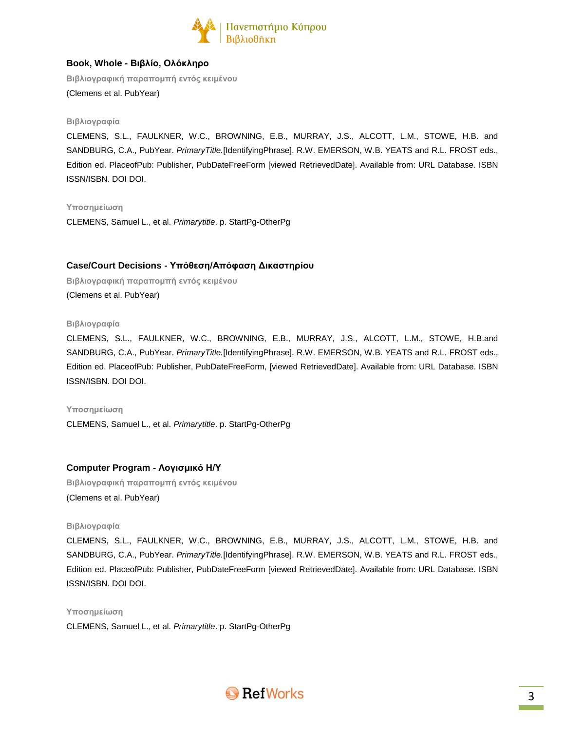## Book, Whole - Βιβλίο, Ολόκληρο

**Βιβλιογραφική παραπομπή εντός κειμένου**

(Clemens et al. PubYear)

**Βιβλιογραφία**

CLEMENS, S.L., FAULKNER, W.C., BROWNING, E.B., MURRAY, J.S., ALCOTT, L.M., STOWE, H.B. and SANDBURG, C.A., PubYear. *PrimaryTitle.*[IdentifyingPhrase]. R.W. EMERSON, W.B. YEATS and R.L. FROST eds., Edition ed. PlaceofPub: Publisher, PubDateFreeForm [viewed RetrievedDate]. Available from: URL Database. ISBN ISSN/ISBN. DOI DOI.

**Υποσημείωση**

CLEMENS, Samuel L., et al. *Primarytitle*. p. StartPg-OtherPg

## Case/Court Decisions - Υπόθεση/Απόφαση Δικαστηρίου

**Βιβλιογραφική παραπομπή εντός κειμένου**

(Clemens et al. PubYear)

**Βιβλιογραφία**

CLEMENS, S.L., FAULKNER, W.C., BROWNING, E.B., MURRAY, J.S., ALCOTT, L.M., STOWE, H.B.and SANDBURG, C.A., PubYear. *PrimaryTitle.*[IdentifyingPhrase]. R.W. EMERSON, W.B. YEATS and R.L. FROST eds., Edition ed. PlaceofPub: Publisher, PubDateFreeForm, [viewed RetrievedDate]. Available from: URL Database. ISBN ISSN/ISBN. DOI DOI.

**Υποσημείωση**

CLEMENS, Samuel L., et al. *Primarytitle*. p. StartPg-OtherPg

## Computer Program - Λογισμικό Η/Υ

**Βιβλιογραφική παραπομπή εντός κειμένου**

(Clemens et al. PubYear)

**Βιβλιογραφία**

CLEMENS, S.L., FAULKNER, W.C., BROWNING, E.B., MURRAY, J.S., ALCOTT, L.M., STOWE, H.B. and SANDBURG, C.A., PubYear. *PrimaryTitle.*[IdentifyingPhrase]. R.W. EMERSON, W.B. YEATS and R.L. FROST eds., Edition ed. PlaceofPub: Publisher, PubDateFreeForm [viewed RetrievedDate]. Available from: URL Database. ISBN ISSN/ISBN. DOI DOI.

**Υποσημείωση**

CLEMENS, Samuel L., et al. *Primarytitle*. p. StartPg-OtherPg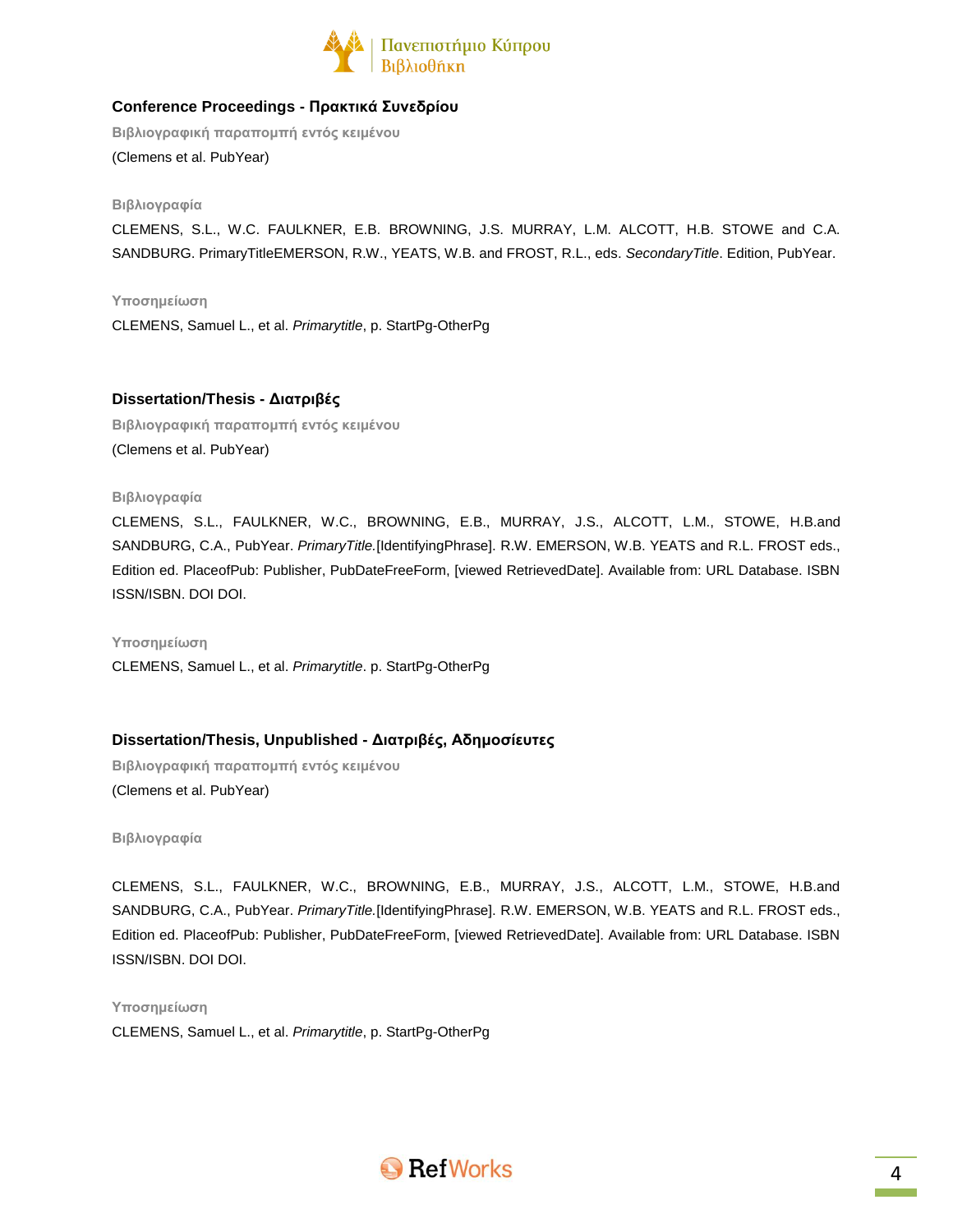### Conference Proceedings - Πρακτικά Συνεδρίου

**Βιβλιογραφική παραπομπή εντός κειμένου**

(Clemens et al. PubYear)

**Βιβλιογραφία**

CLEMENS, S.L., W.C. FAULKNER, E.B. BROWNING, J.S. MURRAY, L.M. ALCOTT, H.B. STOWE and C.A. SANDBURG. PrimaryTitleEMERSON, R.W., YEATS, W.B. and FROST, R.L., eds. *SecondaryTitle*. Edition, PubYear.

**Υποσημείωση**

CLEMENS, Samuel L., et al. *Primarytitle*, p. StartPg-OtherPg

### Dissertation/Thesis - Διατριβές

**Βιβλιογραφική παραπομπή εντός κειμένου**

(Clemens et al. PubYear)

**Βιβλιογραφία**

CLEMENS, S.L., FAULKNER, W.C., BROWNING, E.B., MURRAY, J.S., ALCOTT, L.M., STOWE, H.B.and SANDBURG, C.A., PubYear. *PrimaryTitle.*[IdentifyingPhrase]. R.W. EMERSON, W.B. YEATS and R.L. FROST eds., Edition ed. PlaceofPub: Publisher, PubDateFreeForm, [viewed RetrievedDate]. Available from: URL Database. ISBN ISSN/ISBN. DOI DOI.

**Υποσημείωση**

CLEMENS, Samuel L., et al. *Primarytitle*. p. StartPg-OtherPg

### Dissertation/Thesis, Unpublished - Διατριβές, Αδημοσίευτες

**Βιβλιογραφική παραπομπή εντός κειμένου**

(Clemens et al. PubYear)

**Βιβλιογραφία**

CLEMENS, S.L., FAULKNER, W.C., BROWNING, E.B., MURRAY, J.S., ALCOTT, L.M., STOWE, H.B.and SANDBURG, C.A., PubYear. *PrimaryTitle.*[IdentifyingPhrase]. R.W. EMERSON, W.B. YEATS and R.L. FROST eds., Edition ed. PlaceofPub: Publisher, PubDateFreeForm, [viewed RetrievedDate]. Available from: URL Database. ISBN ISSN/ISBN. DOI DOI.

**Υποσημείωση**

CLEMENS, Samuel L., et al. *Primarytitle*, p. StartPg-OtherPg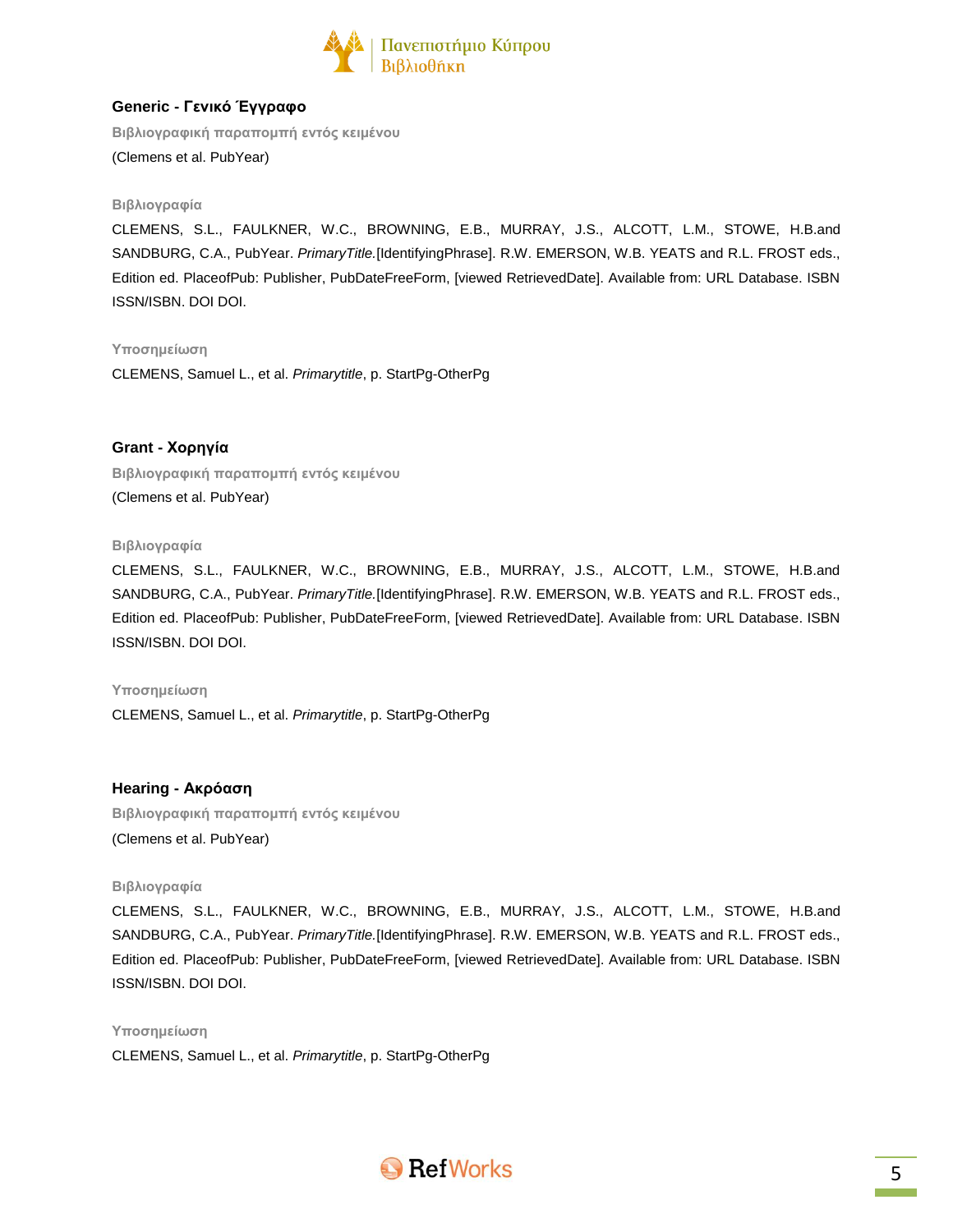## Generic - Γενικό Έγγραφο

**Βιβλιογραφική παραπομπή εντός κειμένου**

(Clemens et al. PubYear)

**Βιβλιογραφία**

CLEMENS, S.L., FAULKNER, W.C., BROWNING, E.B., MURRAY, J.S., ALCOTT, L.M., STOWE, H.B.and SANDBURG, C.A., PubYear. *PrimaryTitle.*[IdentifyingPhrase]. R.W. EMERSON, W.B. YEATS and R.L. FROST eds., Edition ed. PlaceofPub: Publisher, PubDateFreeForm, [viewed RetrievedDate]. Available from: URL Database. ISBN ISSN/ISBN. DOI DOI.

**Υποσημείωση**

CLEMENS, Samuel L., et al. *Primarytitle*, p. StartPg-OtherPg

## Grant - Χορηγία

**Βιβλιογραφική παραπομπή εντός κειμένου**

(Clemens et al. PubYear)

**Βιβλιογραφία**

CLEMENS, S.L., FAULKNER, W.C., BROWNING, E.B., MURRAY, J.S., ALCOTT, L.M., STOWE, H.B.and SANDBURG, C.A., PubYear. *PrimaryTitle.*[IdentifyingPhrase]. R.W. EMERSON, W.B. YEATS and R.L. FROST eds., Edition ed. PlaceofPub: Publisher, PubDateFreeForm, [viewed RetrievedDate]. Available from: URL Database. ISBN ISSN/ISBN. DOI DOI.

**Υποσημείωση**

CLEMENS, Samuel L., et al. *Primarytitle*, p. StartPg-OtherPg

## Hearing - Ακρόαση

**Βιβλιογραφική παραπομπή εντός κειμένου**

(Clemens et al. PubYear)

**Βιβλιογραφία**

CLEMENS, S.L., FAULKNER, W.C., BROWNING, E.B., MURRAY, J.S., ALCOTT, L.M., STOWE, H.B.and SANDBURG, C.A., PubYear. *PrimaryTitle.*[IdentifyingPhrase]. R.W. EMERSON, W.B. YEATS and R.L. FROST eds., Edition ed. PlaceofPub: Publisher, PubDateFreeForm, [viewed RetrievedDate]. Available from: URL Database. ISBN ISSN/ISBN. DOI DOI.

**Υποσημείωση**

CLEMENS, Samuel L., et al. *Primarytitle*, p. StartPg-OtherPg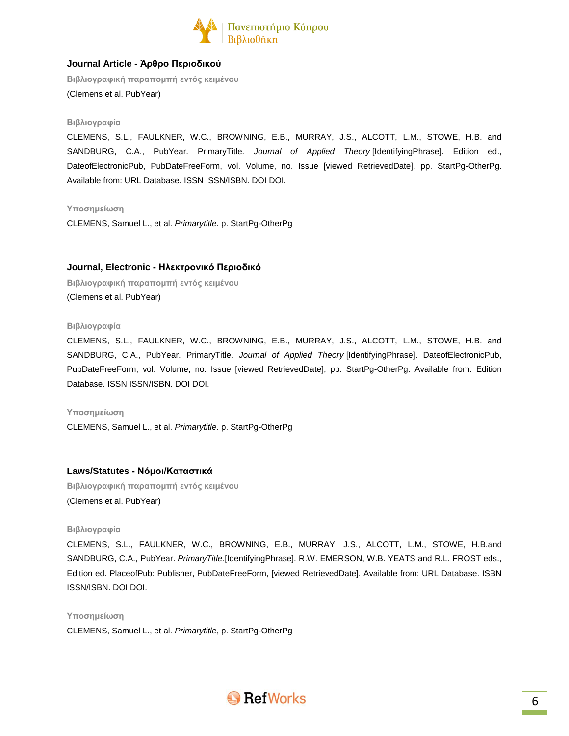## Journal Article - Άρθρο Περιοδικού

**Βιβλιογραφική παραπομπή εντός κειμένου**

(Clemens et al. PubYear)

**Βιβλιογραφία**

CLEMENS, S.L., FAULKNER, W.C., BROWNING, E.B., MURRAY, J.S., ALCOTT, L.M., STOWE, H.B. and SANDBURG, C.A., PubYear. PrimaryTitle. *Journal of Applied Theory* [IdentifyingPhrase]. Edition ed., DateofElectronicPub, PubDateFreeForm, vol. Volume, no. Issue [viewed RetrievedDate], pp. StartPg-OtherPg. Available from: URL Database. ISSN ISSN/ISBN. DOI DOI.

**Υποσημείωση**

CLEMENS, Samuel L., et al. *Primarytitle*. p. StartPg-OtherPg

## Journal, Electronic - Ηλεκτρονικό Περιοδικό

**Βιβλιογραφική παραπομπή εντός κειμένου**

(Clemens et al. PubYear)

**Βιβλιογραφία**

CLEMENS, S.L., FAULKNER, W.C., BROWNING, E.B., MURRAY, J.S., ALCOTT, L.M., STOWE, H.B. and SANDBURG, C.A., PubYear. PrimaryTitle. *Journal of Applied Theory* [IdentifyingPhrase]. DateofElectronicPub, PubDateFreeForm, vol. Volume, no. Issue [viewed RetrievedDate], pp. StartPg-OtherPg. Available from: Edition Database. ISSN ISSN/ISBN. DOI DOI.

**Υποσημείωση**

CLEMENS, Samuel L., et al. *Primarytitle*. p. StartPg-OtherPg

## Laws/Statutes - Νόμοι/Καταστικά

**Βιβλιογραφική παραπομπή εντός κειμένου**

(Clemens et al. PubYear)

**Βιβλιογραφία**

CLEMENS, S.L., FAULKNER, W.C., BROWNING, E.B., MURRAY, J.S., ALCOTT, L.M., STOWE, H.B.and SANDBURG, C.A., PubYear. *PrimaryTitle.*[IdentifyingPhrase]. R.W. EMERSON, W.B. YEATS and R.L. FROST eds., Edition ed. PlaceofPub: Publisher, PubDateFreeForm, [viewed RetrievedDate]. Available from: URL Database. ISBN ISSN/ISBN. DOI DOI.

**Υποσημείωση**

CLEMENS, Samuel L., et al. *Primarytitle*, p. StartPg-OtherPg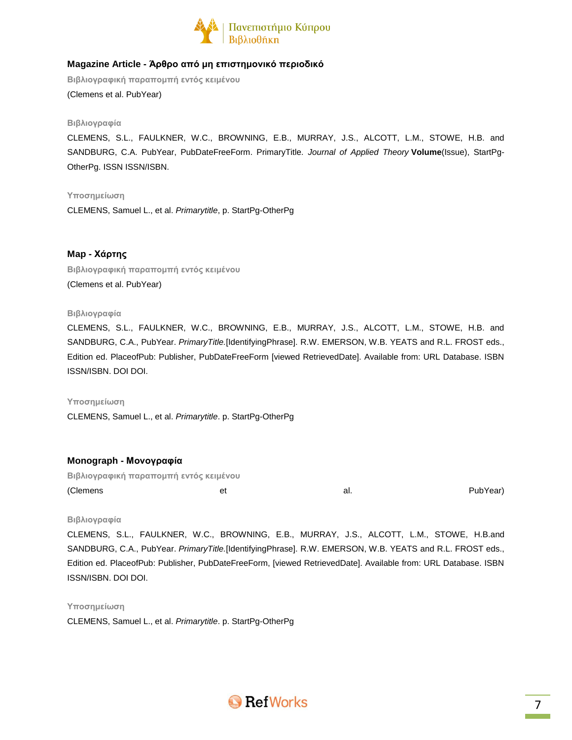## Magazine Article - Άρθρο από μη επιστημονικό περιοδικό

**Βιβλιογραφική παραπομπή εντός κειμένου**

(Clemens et al. PubYear)

**Βιβλιογραφία**

CLEMENS, S.L., FAULKNER, W.C., BROWNING, E.B., MURRAY, J.S., ALCOTT, L.M., STOWE, H.B. and SANDBURG, C.A. PubYear, PubDateFreeForm. PrimaryTitle. *Journal of Applied Theory* **Volume**(Issue), StartPg-OtherPg. ISSN ISSN/ISBN.

**Υποσημείωση**

CLEMENS, Samuel L., et al. *Primarytitle*, p. StartPg-OtherPg

## Map - Χάρτης

**Βιβλιογραφική παραπομπή εντός κειμένου**

(Clemens et al. PubYear)

**Βιβλιογραφία**

CLEMENS, S.L., FAULKNER, W.C., BROWNING, E.B., MURRAY, J.S., ALCOTT, L.M., STOWE, H.B. and SANDBURG, C.A., PubYear. *PrimaryTitle.*[IdentifyingPhrase]. R.W. EMERSON, W.B. YEATS and R.L. FROST eds., Edition ed. PlaceofPub: Publisher, PubDateFreeForm [viewed RetrievedDate]. Available from: URL Database. ISBN ISSN/ISBN. DOI DOI.

**Υποσημείωση**

CLEMENS, Samuel L., et al. *Primarytitle*. p. StartPg-OtherPg

## Monograph - Μονογραφία

**Βιβλιογραφική παραπομπή εντός κειμένου**

(Clemens et al. PubYear)

**Βιβλιογραφία**

CLEMENS, S.L., FAULKNER, W.C., BROWNING, E.B., MURRAY, J.S., ALCOTT, L.M., STOWE, H.B.and SANDBURG, C.A., PubYear. *PrimaryTitle.*[IdentifyingPhrase]. R.W. EMERSON, W.B. YEATS and R.L. FROST eds., Edition ed. PlaceofPub: Publisher, PubDateFreeForm, [viewed RetrievedDate]. Available from: URL Database. ISBN ISSN/ISBN. DOI DOI.

**Υποσημείωση**

CLEMENS, Samuel L., et al. *Primarytitle*. p. StartPg-OtherPg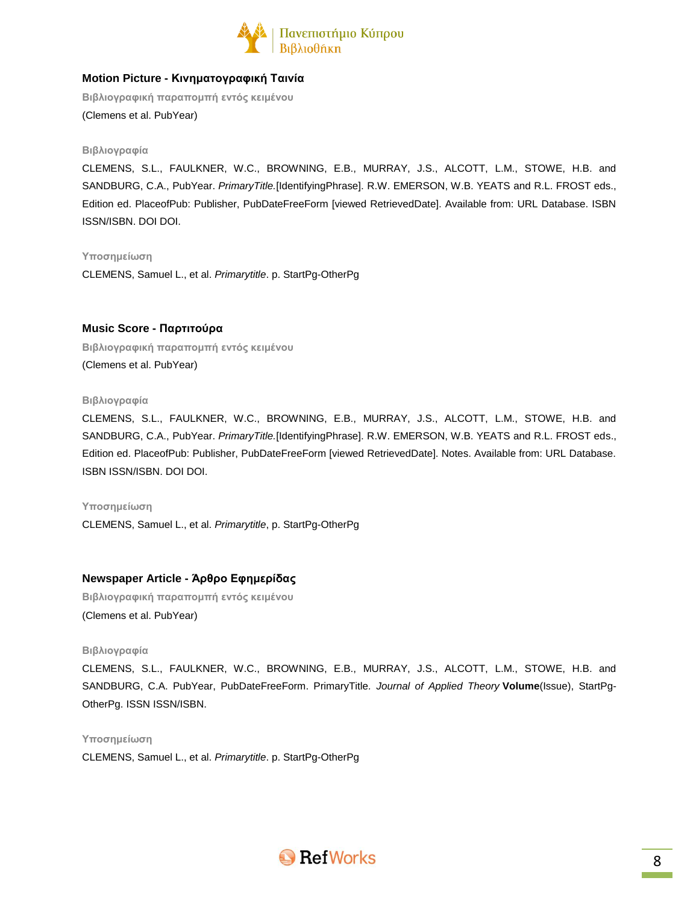### Motion Picture - Κινηματογραφική Ταινία

**Βιβλιογραφική παραπομπή εντός κειμένου**

(Clemens et al. PubYear)

**Βιβλιογραφία**

CLEMENS, S.L., FAULKNER, W.C., BROWNING, E.B., MURRAY, J.S., ALCOTT, L.M., STOWE, H.B. and SANDBURG, C.A., PubYear. *PrimaryTitle.*[IdentifyingPhrase]. R.W. EMERSON, W.B. YEATS and R.L. FROST eds., Edition ed. PlaceofPub: Publisher, PubDateFreeForm [viewed RetrievedDate]. Available from: URL Database. ISBN ISSN/ISBN. DOI DOI.

**Υποσημείωση**

CLEMENS, Samuel L., et al. *Primarytitle*. p. StartPg-OtherPg

### Music Score - Παρτιτούρα

**Βιβλιογραφική παραπομπή εντός κειμένου**

(Clemens et al. PubYear)

**Βιβλιογραφία**

CLEMENS, S.L., FAULKNER, W.C., BROWNING, E.B., MURRAY, J.S., ALCOTT, L.M., STOWE, H.B. and SANDBURG, C.A., PubYear. *PrimaryTitle.*[IdentifyingPhrase]. R.W. EMERSON, W.B. YEATS and R.L. FROST eds., Edition ed. PlaceofPub: Publisher, PubDateFreeForm [viewed RetrievedDate]. Notes. Available from: URL Database. ISBN ISSN/ISBN. DOI DOI.

**Υποσημείωση**

CLEMENS, Samuel L., et al. *Primarytitle*, p. StartPg-OtherPg

### Newspaper Article - Άρθρο Εφημερίδας

**Βιβλιογραφική παραπομπή εντός κειμένου**

(Clemens et al. PubYear)

**Βιβλιογραφία**

CLEMENS, S.L., FAULKNER, W.C., BROWNING, E.B., MURRAY, J.S., ALCOTT, L.M., STOWE, H.B. and SANDBURG, C.A. PubYear, PubDateFreeForm. PrimaryTitle. *Journal of Applied Theory* **Volume**(Issue), StartPg-OtherPg. ISSN ISSN/ISBN.

**Υποσημείωση**

CLEMENS, Samuel L., et al. *Primarytitle*. p. StartPg-OtherPg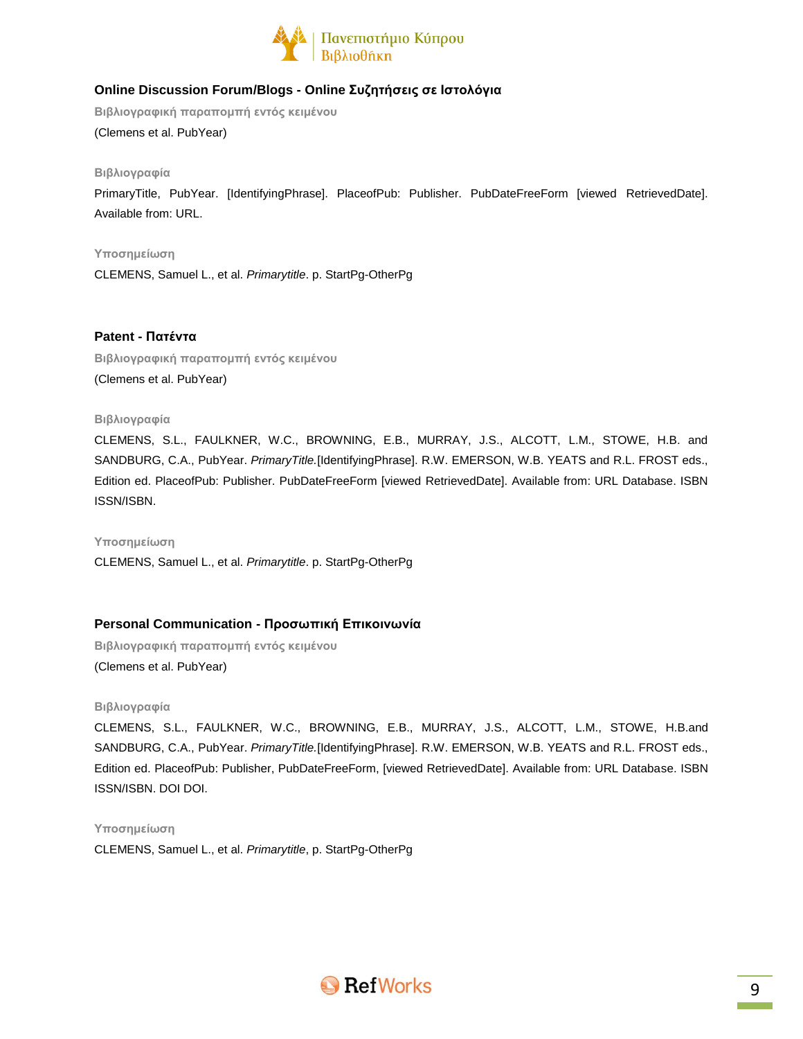### Online Discussion Forum/Blogs - Online Συζητήσεις σε Ιστολόγια

**Βιβλιογραφική παραπομπή εντός κειμένου**

(Clemens et al. PubYear)

**Βιβλιογραφία**

PrimaryTitle, PubYear. [IdentifyingPhrase]. PlaceofPub: Publisher. PubDateFreeForm [viewed RetrievedDate]. Available from: URL.

**Υποσημείωση**

CLEMENS, Samuel L., et al. *Primarytitle*. p. StartPg-OtherPg

### Patent - Πατέντα

**Βιβλιογραφική παραπομπή εντός κειμένου**

(Clemens et al. PubYear)

**Βιβλιογραφία**

CLEMENS, S.L., FAULKNER, W.C., BROWNING, E.B., MURRAY, J.S., ALCOTT, L.M., STOWE, H.B. and SANDBURG, C.A., PubYear. *PrimaryTitle.*[IdentifyingPhrase]. R.W. EMERSON, W.B. YEATS and R.L. FROST eds., Edition ed. PlaceofPub: Publisher. PubDateFreeForm [viewed RetrievedDate]. Available from: URL Database. ISBN ISSN/ISBN.

**Υποσημείωση**

CLEMENS, Samuel L., et al. *Primarytitle*. p. StartPg-OtherPg

### Personal Communication - Προσωπική Επικοινωνία

**Βιβλιογραφική παραπομπή εντός κειμένου**

(Clemens et al. PubYear)

**Βιβλιογραφία**

CLEMENS, S.L., FAULKNER, W.C., BROWNING, E.B., MURRAY, J.S., ALCOTT, L.M., STOWE, H.B.and SANDBURG, C.A., PubYear. *PrimaryTitle.*[IdentifyingPhrase]. R.W. EMERSON, W.B. YEATS and R.L. FROST eds., Edition ed. PlaceofPub: Publisher, PubDateFreeForm, [viewed RetrievedDate]. Available from: URL Database. ISBN ISSN/ISBN. DOI DOI.

**Υποσημείωση**

CLEMENS, Samuel L., et al. *Primarytitle*, p. StartPg-OtherPg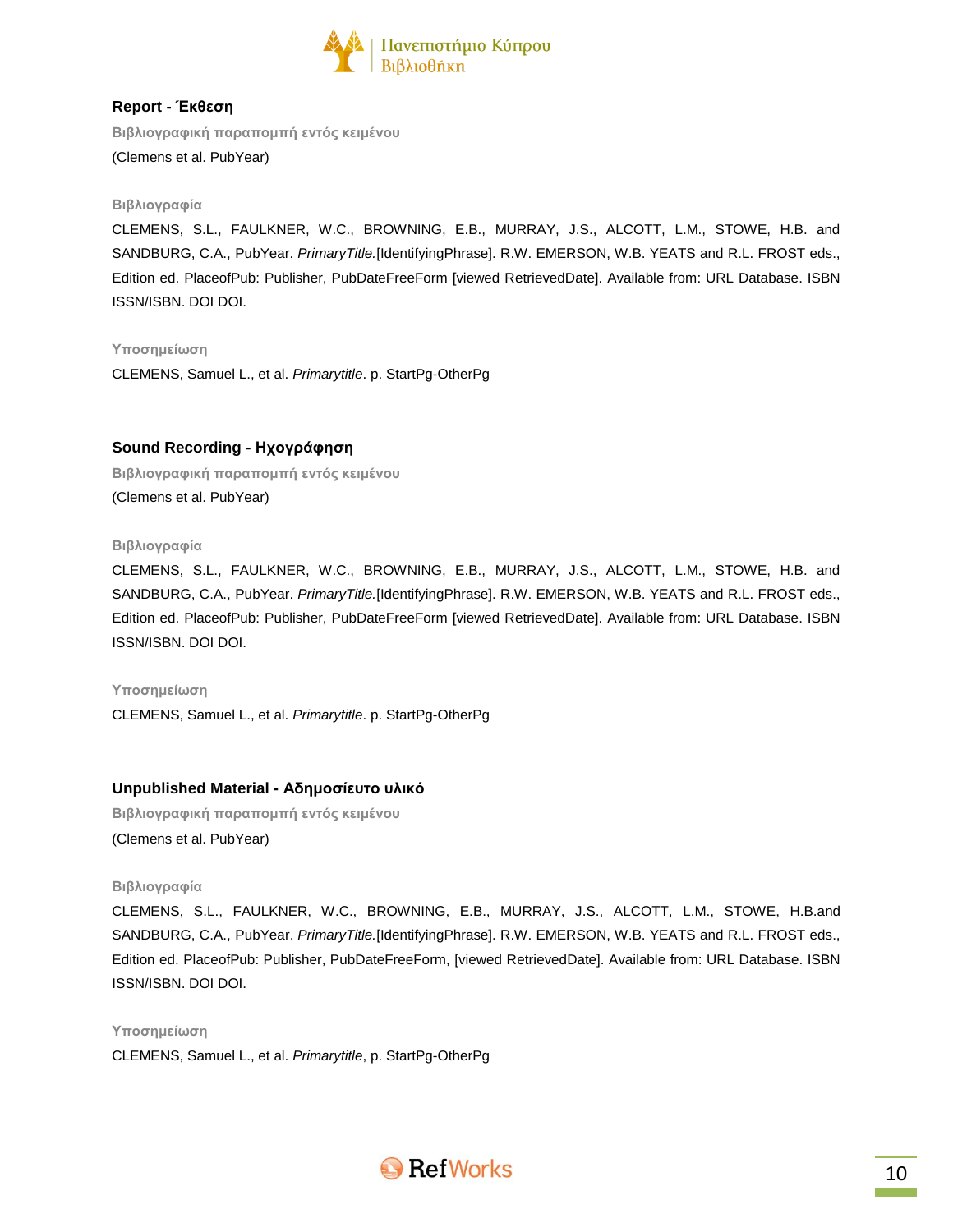## Report - Έκθεση

**Βιβλιογραφική παραπομπή εντός κειμένου**

(Clemens et al. PubYear)

**Βιβλιογραφία**

CLEMENS, S.L., FAULKNER, W.C., BROWNING, E.B., MURRAY, J.S., ALCOTT, L.M., STOWE, H.B. and SANDBURG, C.A., PubYear. *PrimaryTitle.*[IdentifyingPhrase]. R.W. EMERSON, W.B. YEATS and R.L. FROST eds., Edition ed. PlaceofPub: Publisher, PubDateFreeForm [viewed RetrievedDate]. Available from: URL Database. ISBN ISSN/ISBN. DOI DOI.

**Υποσημείωση**

CLEMENS, Samuel L., et al. *Primarytitle*. p. StartPg-OtherPg

## Sound Recording - Ηχογράφηση

**Βιβλιογραφική παραπομπή εντός κειμένου**

(Clemens et al. PubYear)

**Βιβλιογραφία**

CLEMENS, S.L., FAULKNER, W.C., BROWNING, E.B., MURRAY, J.S., ALCOTT, L.M., STOWE, H.B. and SANDBURG, C.A., PubYear. *PrimaryTitle.*[IdentifyingPhrase]. R.W. EMERSON, W.B. YEATS and R.L. FROST eds., Edition ed. PlaceofPub: Publisher, PubDateFreeForm [viewed RetrievedDate]. Available from: URL Database. ISBN ISSN/ISBN. DOI DOI.

**Υποσημείωση**

CLEMENS, Samuel L., et al. *Primarytitle*. p. StartPg-OtherPg

## Unpublished Material - Αδημοσίευτο υλικό

**Βιβλιογραφική παραπομπή εντός κειμένου**

(Clemens et al. PubYear)

**Βιβλιογραφία**

CLEMENS, S.L., FAULKNER, W.C., BROWNING, E.B., MURRAY, J.S., ALCOTT, L.M., STOWE, H.B.and SANDBURG, C.A., PubYear. *PrimaryTitle.*[IdentifyingPhrase]. R.W. EMERSON, W.B. YEATS and R.L. FROST eds., Edition ed. PlaceofPub: Publisher, PubDateFreeForm, [viewed RetrievedDate]. Available from: URL Database. ISBN ISSN/ISBN. DOI DOI.

**Υποσημείωση**

CLEMENS, Samuel L., et al. *Primarytitle*, p. StartPg-OtherPg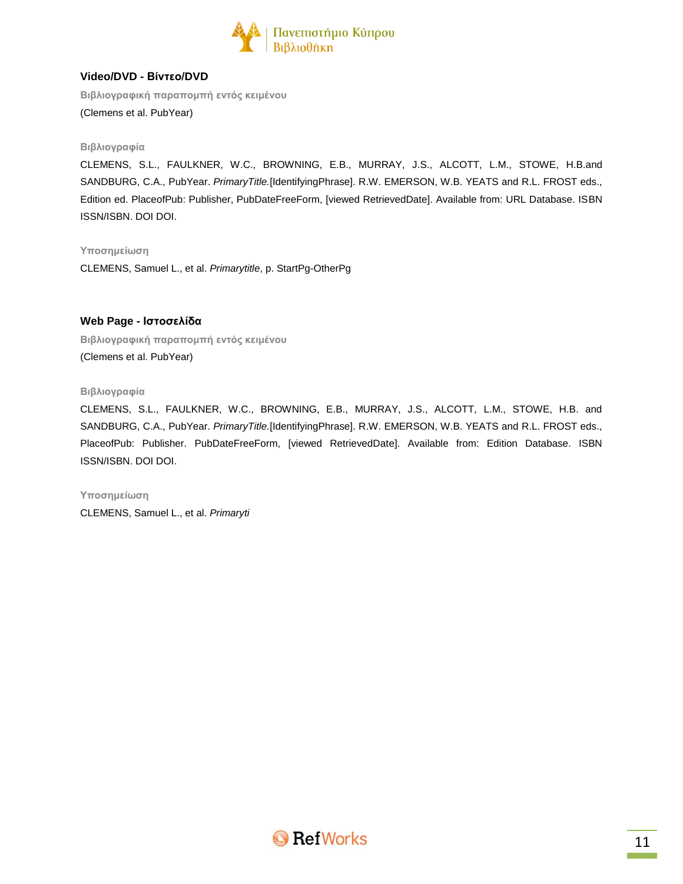### Video/DVD - Βίντεο/DVD

**Βιβλιογραφική παραπομπή εντός κειμένου**

(Clemens et al. PubYear)

**Βιβλιογραφία**

CLEMENS, S.L., FAULKNER, W.C., BROWNING, E.B., MURRAY, J.S., ALCOTT, L.M., STOWE, H.B.and SANDBURG, C.A., PubYear. *PrimaryTitle.*[IdentifyingPhrase]. R.W. EMERSON, W.B. YEATS and R.L. FROST eds., Edition ed. PlaceofPub: Publisher, PubDateFreeForm, [viewed RetrievedDate]. Available from: URL Database. ISBN ISSN/ISBN. DOI DOI.

**Υποσημείωση**

CLEMENS, Samuel L., et al. *Primarytitle*, p. StartPg-OtherPg

### Web Page - Ιστοσελίδα

**Βιβλιογραφική παραπομπή εντός κειμένου**

(Clemens et al. PubYear)

**Βιβλιογραφία**

CLEMENS, S.L., FAULKNER, W.C., BROWNING, E.B., MURRAY, J.S., ALCOTT, L.M., STOWE, H.B. and SANDBURG, C.A., PubYear. *PrimaryTitle.*[IdentifyingPhrase]. R.W. EMERSON, W.B. YEATS and R.L. FROST eds., PlaceofPub: Publisher. PubDateFreeForm, [viewed RetrievedDate]. Available from: Edition Database. ISBN ISSN/ISBN. DOI DOI.

**Υποσημείωση**

CLEMENS, Samuel L., et al. *Primaryti*